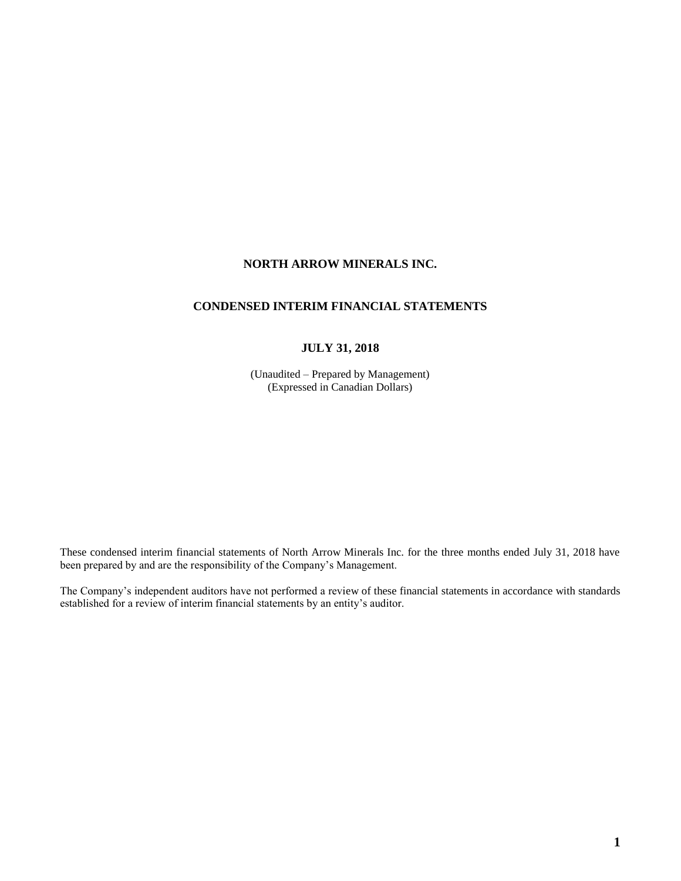# NORTH ARROW MINERALS INC.

## CONDENSED INTERIM FINANCIAL STATEMENTS

### JULY 31, 2018

(Unaudited – Prepared by Management)
(Expressed in Canadian Dollars)

These condensed interim financial statements of North Arrow Minerals Inc. for the three months ended July 31, 2018 have been prepared by and are the responsibility of the Company's Management.

The Company's independent auditors have not performed a review of these financial statements in accordance with standards established for a review of interim financial statements by an entity's auditor.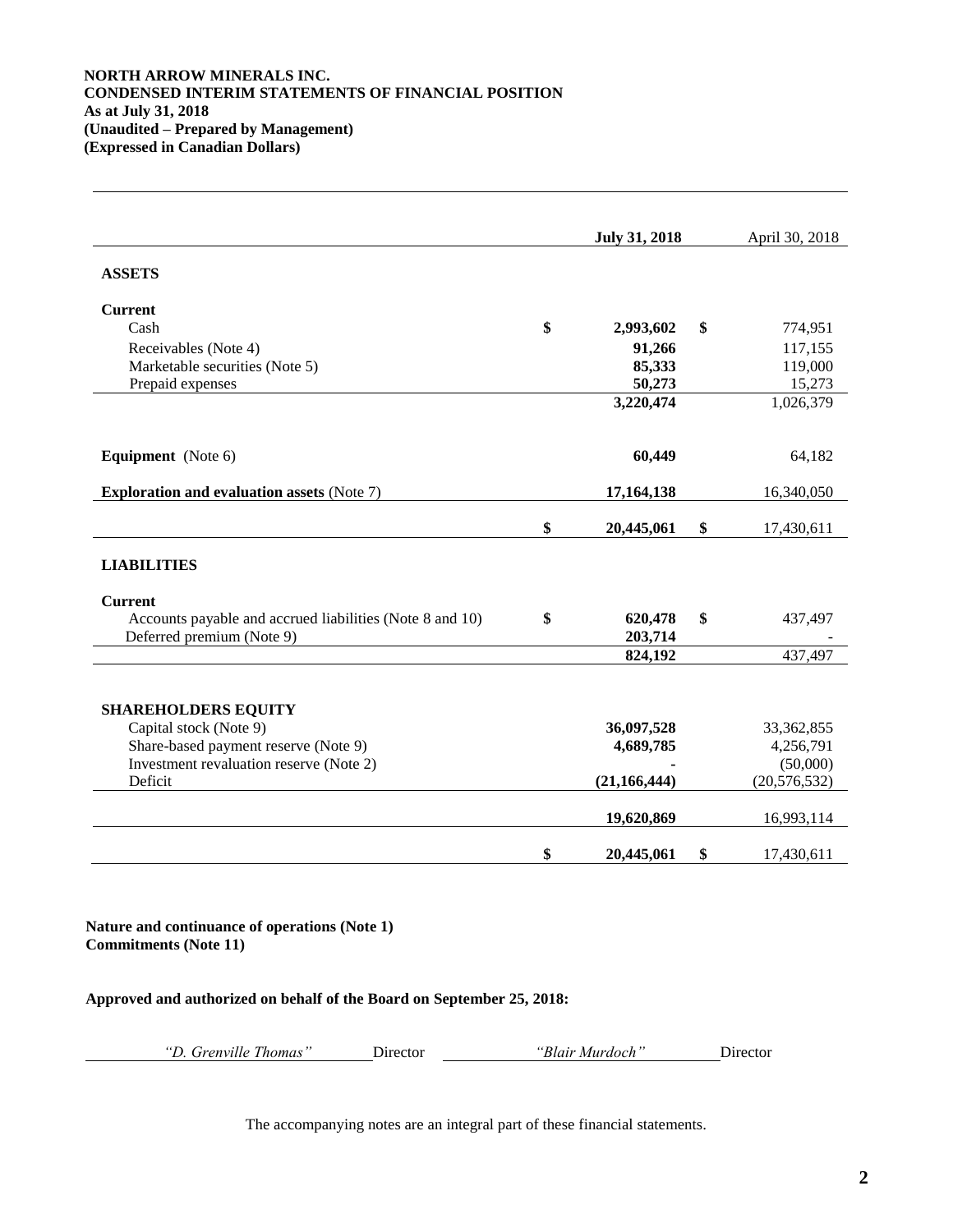**NORTH ARROW MINERALS INC.**
**CONDENSED INTERIM STATEMENTS OF FINANCIAL POSITION**
**As at July 31, 2018**
**(Unaudited – Prepared by Management)**
**(Expressed in Canadian Dollars)**

| | July 31, 2018 | April 30, 2018 |
|---|---|---|
| **ASSETS** | | |
| **Current** | | |
| Cash | $ 2,993,602 | $ 774,951 |
| Receivables (Note 4) | 91,266 | 117,155 |
| Marketable securities (Note 5) | 85,333 | 119,000 |
| Prepaid expenses | 50,273 | 15,273 |
| | 3,220,474 | 1,026,379 |
| **Equipment** (Note 6) | 60,449 | 64,182 |
| **Exploration and evaluation assets** (Note 7) | 17,164,138 | 16,340,050 |
| | $ 20,445,061 | $ 17,430,611 |
| **LIABILITIES** | | |
| **Current** | | |
| Accounts payable and accrued liabilities (Note 8 and 10) | $ 620,478 | $ 437,497 |
| Deferred premium (Note 9) | 203,714 | - |
| | 824,192 | 437,497 |
| **SHAREHOLDERS EQUITY** | | |
| Capital stock (Note 9) | 36,097,528 | 33,362,855 |
| Share-based payment reserve (Note 9) | 4,689,785 | 4,256,791 |
| Investment revaluation reserve (Note 2) | - | (50,000) |
| Deficit | (21,166,444) | (20,576,532) |
| | 19,620,869 | 16,993,114 |
| | $ 20,445,061 | $ 17,430,611 |

**Nature and continuance of operations (Note 1)**
**Commitments (Note 11)**

**Approved and authorized on behalf of the Board on September 25, 2018:**

*"D. Grenville Thomas"* Director *"Blair Murdoch"* Director

The accompanying notes are an integral part of these financial statements.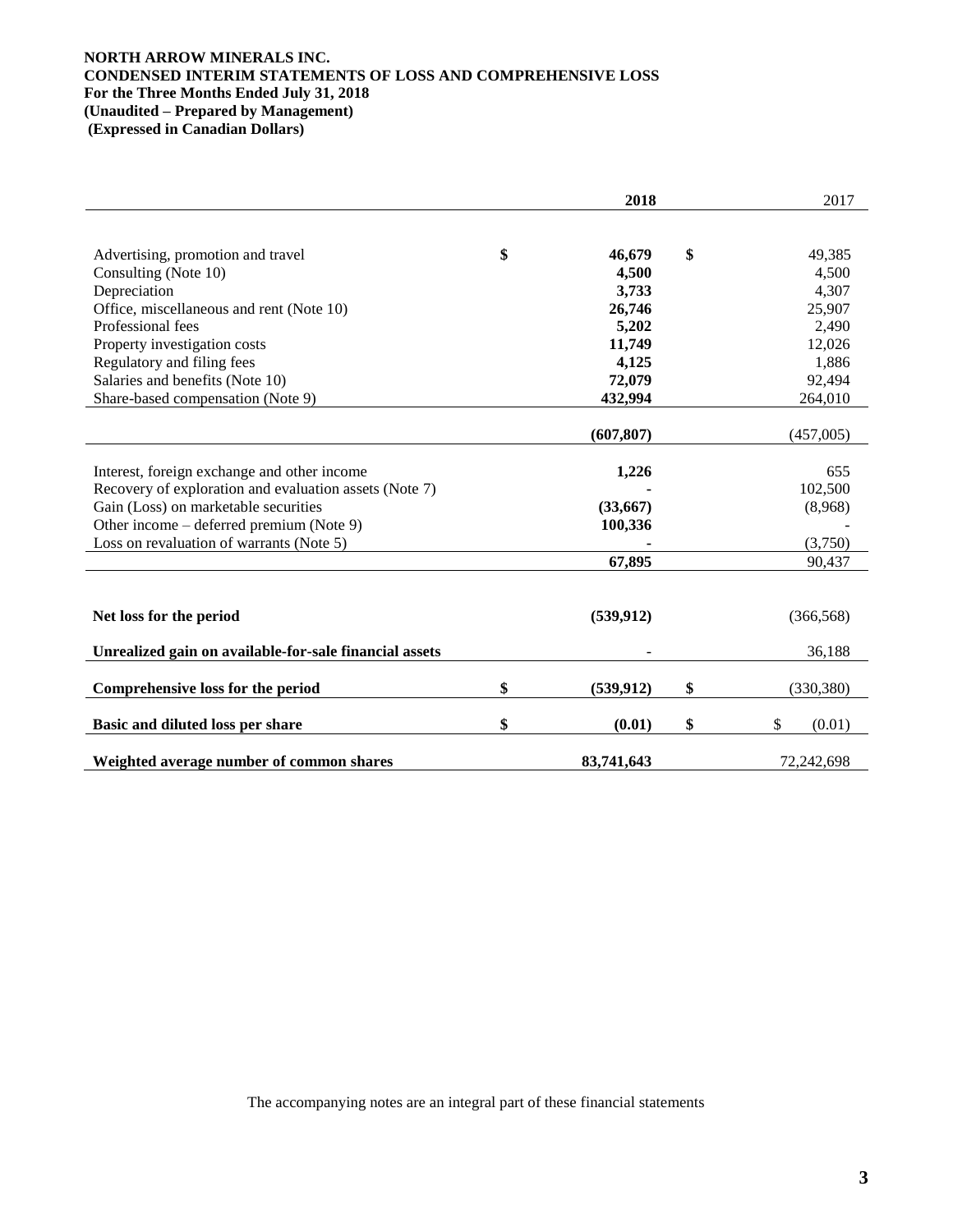**NORTH ARROW MINERALS INC.**
**CONDENSED INTERIM STATEMENTS OF LOSS AND COMPREHENSIVE LOSS**
**For the Three Months Ended July 31, 2018**
**(Unaudited – Prepared by Management)**
**(Expressed in Canadian Dollars)**

| | | 2018 | | 2017 |
|---|---|---|---|---|
| Advertising, promotion and travel | $ | **46,679** | $ | 49,385 |
| Consulting (Note 10) | | **4,500** | | 4,500 |
| Depreciation | | **3,733** | | 4,307 |
| Office, miscellaneous and rent (Note 10) | | **26,746** | | 25,907 |
| Professional fees | | **5,202** | | 2,490 |
| Property investigation costs | | **11,749** | | 12,026 |
| Regulatory and filing fees | | **4,125** | | 1,886 |
| Salaries and benefits (Note 10) | | **72,079** | | 92,494 |
| Share-based compensation (Note 9) | | **432,994** | | 264,010 |
| | | **(607,807)** | | (457,005) |
| Interest, foreign exchange and other income | | **1,226** | | 655 |
| Recovery of exploration and evaluation assets (Note 7) | | **-** | | 102,500 |
| Gain (Loss) on marketable securities | | **(33,667)** | | (8,968) |
| Other income – deferred premium (Note 9) | | **100,336** | | - |
| Loss on revaluation of warrants (Note 5) | | **-** | | (3,750) |
| | | **67,895** | | 90,437 |
| **Net loss for the period** | | **(539,912)** | | (366,568) |
| **Unrealized gain on available-for-sale financial assets** | | - | | 36,188 |
| **Comprehensive loss for the period** | $ | **(539,912)** | $ | (330,380) |
| **Basic and diluted loss per share** | $ | **(0.01)** | $ | $ (0.01) |
| **Weighted average number of common shares** | | **83,741,643** | | 72,242,698 |

The accompanying notes are an integral part of these financial statements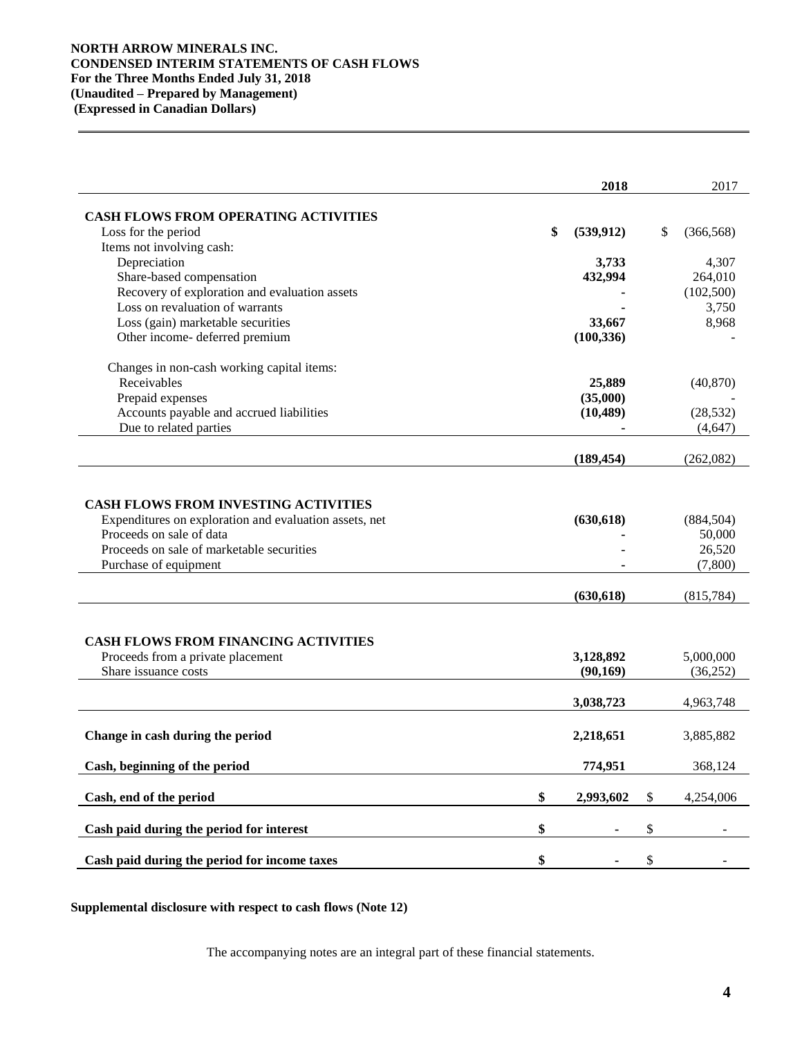**NORTH ARROW MINERALS INC.**
**CONDENSED INTERIM STATEMENTS OF CASH FLOWS**
**For the Three Months Ended July 31, 2018**
**(Unaudited – Prepared by Management)**
**(Expressed in Canadian Dollars)**

| | 2018 | 2017 |
|---|---|---|
| **CASH FLOWS FROM OPERATING ACTIVITIES** | | |
| Loss for the period | $ (539,912) | $ (366,568) |
| Items not involving cash: | | |
| Depreciation | 3,733 | 4,307 |
| Share-based compensation | 432,994 | 264,010 |
| Recovery of exploration and evaluation assets | - | (102,500) |
| Loss on revaluation of warrants | - | 3,750 |
| Loss (gain) marketable securities | 33,667 | 8,968 |
| Other income- deferred premium | (100,336) | - |
| Changes in non-cash working capital items: | | |
| Receivables | 25,889 | (40,870) |
| Prepaid expenses | (35,000) | - |
| Accounts payable and accrued liabilities | (10,489) | (28,532) |
| Due to related parties | - | (4,647) |
| | (189,454) | (262,082) |
| **CASH FLOWS FROM INVESTING ACTIVITIES** | | |
| Expenditures on exploration and evaluation assets, net | (630,618) | (884,504) |
| Proceeds on sale of data | - | 50,000 |
| Proceeds on sale of marketable securities | - | 26,520 |
| Purchase of equipment | - | (7,800) |
| | (630,618) | (815,784) |
| **CASH FLOWS FROM FINANCING ACTIVITIES** | | |
| Proceeds from a private placement | 3,128,892 | 5,000,000 |
| Share issuance costs | (90,169) | (36,252) |
| | 3,038,723 | 4,963,748 |
| **Change in cash during the period** | 2,218,651 | 3,885,882 |
| **Cash, beginning of the period** | 774,951 | 368,124 |
| **Cash, end of the period** | $ 2,993,602 | $ 4,254,006 |
| **Cash paid during the period for interest** | $ - | $ - |
| **Cash paid during the period for income taxes** | $ - | $ - |

**Supplemental disclosure with respect to cash flows (Note 12)**

The accompanying notes are an integral part of these financial statements.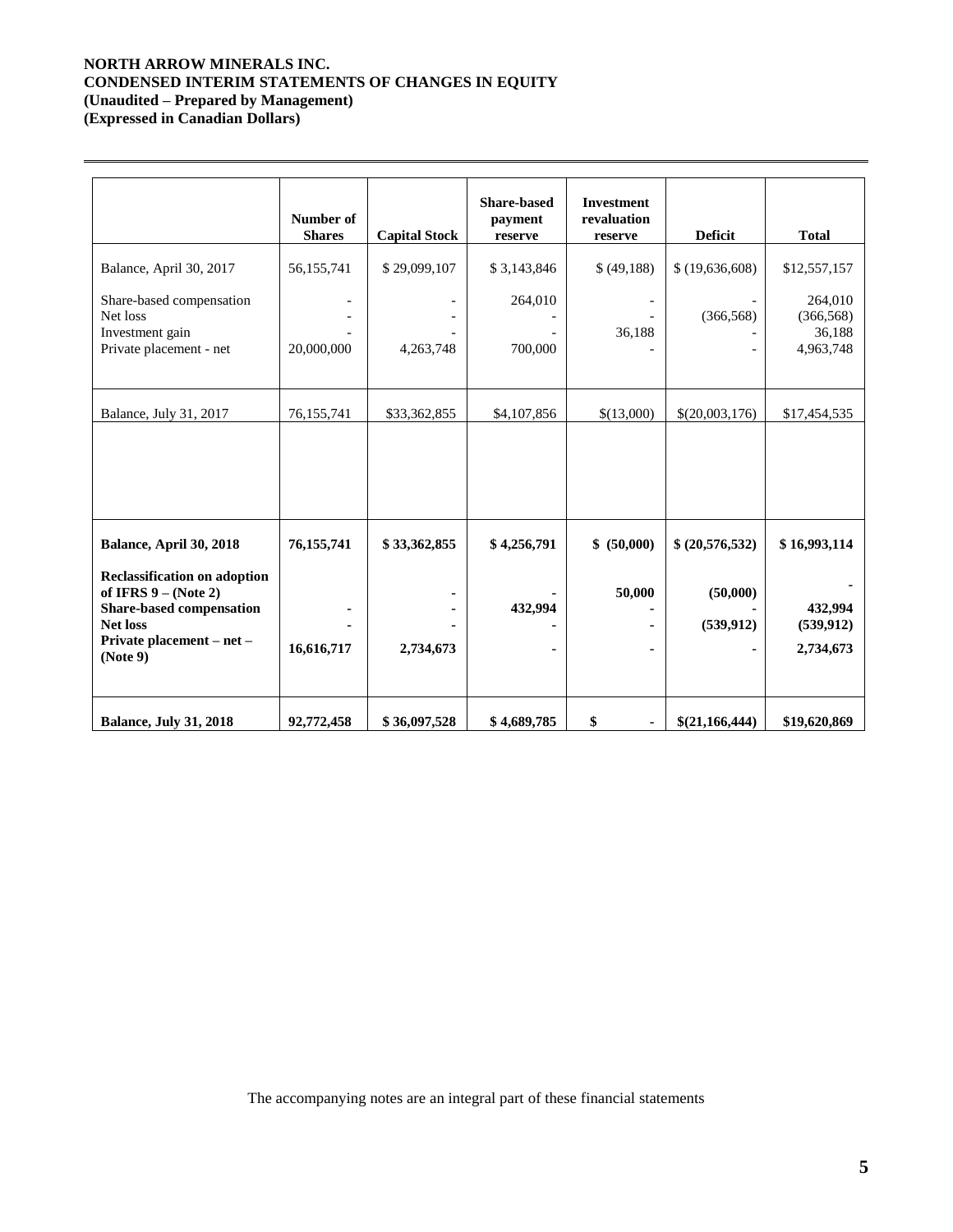**NORTH ARROW MINERALS INC.**
**CONDENSED INTERIM STATEMENTS OF CHANGES IN EQUITY**
**(Unaudited – Prepared by Management)**
**(Expressed in Canadian Dollars)**

| | Number of Shares | Capital Stock | Share-based payment reserve | Investment revaluation reserve | Deficit | Total |
|---|---|---|---|---|---|---|
| Balance, April 30, 2017 | 56,155,741 | $ 29,099,107 | $ 3,143,846 | $ (49,188) | $ (19,636,608) | $12,557,157 |
| Share-based compensation | - | - | 264,010 | - | - | 264,010 |
| Net loss | - | - | - | - | (366,568) | (366,568) |
| Investment gain | - | - | - | 36,188 | - | 36,188 |
| Private placement - net | 20,000,000 | 4,263,748 | 700,000 | - | - | 4,963,748 |
| Balance, July 31, 2017 | 76,155,741 | $33,362,855 | $4,107,856 | $(13,000) | $(20,003,176) | $17,454,535 |
| | | | | | | |
| **Balance, April 30, 2018** | **76,155,741** | **$ 33,362,855** | **$ 4,256,791** | **$ (50,000)** | **$ (20,576,532)** | **$ 16,993,114** |
| **Reclassification on adoption of IFRS 9 – (Note 2)** | | **-** | **-** | **50,000** | **(50,000)** | **-** |
| **Share-based compensation** | **-** | **-** | **432,994** | **-** | **-** | **432,994** |
| **Net loss** | **-** | **-** | **-** | **-** | **(539,912)** | **(539,912)** |
| **Private placement – net – (Note 9)** | **16,616,717** | **2,734,673** | **-** | **-** | **-** | **2,734,673** |
| **Balance, July 31, 2018** | **92,772,458** | **$ 36,097,528** | **$ 4,689,785** | **$ -** | **$(21,166,444)** | **$19,620,869** |

The accompanying notes are an integral part of these financial statements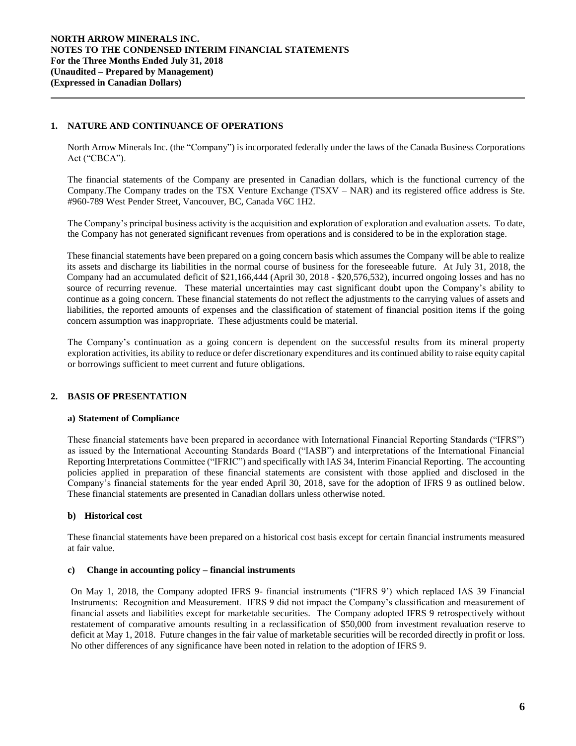## 1. NATURE AND CONTINUANCE OF OPERATIONS

North Arrow Minerals Inc. (the "Company") is incorporated federally under the laws of the Canada Business Corporations Act ("CBCA").

The financial statements of the Company are presented in Canadian dollars, which is the functional currency of the Company.The Company trades on the TSX Venture Exchange (TSXV – NAR) and its registered office address is Ste. #960-789 West Pender Street, Vancouver, BC, Canada V6C 1H2.

The Company's principal business activity is the acquisition and exploration of exploration and evaluation assets. To date, the Company has not generated significant revenues from operations and is considered to be in the exploration stage.

These financial statements have been prepared on a going concern basis which assumes the Company will be able to realize its assets and discharge its liabilities in the normal course of business for the foreseeable future. At July 31, 2018, the Company had an accumulated deficit of $21,166,444 (April 30, 2018 - $20,576,532), incurred ongoing losses and has no source of recurring revenue. These material uncertainties may cast significant doubt upon the Company's ability to continue as a going concern. These financial statements do not reflect the adjustments to the carrying values of assets and liabilities, the reported amounts of expenses and the classification of statement of financial position items if the going concern assumption was inappropriate. These adjustments could be material.

The Company's continuation as a going concern is dependent on the successful results from its mineral property exploration activities, its ability to reduce or defer discretionary expenditures and its continued ability to raise equity capital or borrowings sufficient to meet current and future obligations.

## 2. BASIS OF PRESENTATION

### a) Statement of Compliance

These financial statements have been prepared in accordance with International Financial Reporting Standards ("IFRS") as issued by the International Accounting Standards Board ("IASB") and interpretations of the International Financial Reporting Interpretations Committee ("IFRIC") and specifically with IAS 34, Interim Financial Reporting. The accounting policies applied in preparation of these financial statements are consistent with those applied and disclosed in the Company's financial statements for the year ended April 30, 2018, save for the adoption of IFRS 9 as outlined below. These financial statements are presented in Canadian dollars unless otherwise noted.

### b) Historical cost

These financial statements have been prepared on a historical cost basis except for certain financial instruments measured at fair value.

### c) Change in accounting policy – financial instruments

On May 1, 2018, the Company adopted IFRS 9- financial instruments ("IFRS 9') which replaced IAS 39 Financial Instruments: Recognition and Measurement. IFRS 9 did not impact the Company's classification and measurement of financial assets and liabilities except for marketable securities. The Company adopted IFRS 9 retrospectively without restatement of comparative amounts resulting in a reclassification of $50,000 from investment revaluation reserve to deficit at May 1, 2018. Future changes in the fair value of marketable securities will be recorded directly in profit or loss. No other differences of any significance have been noted in relation to the adoption of IFRS 9.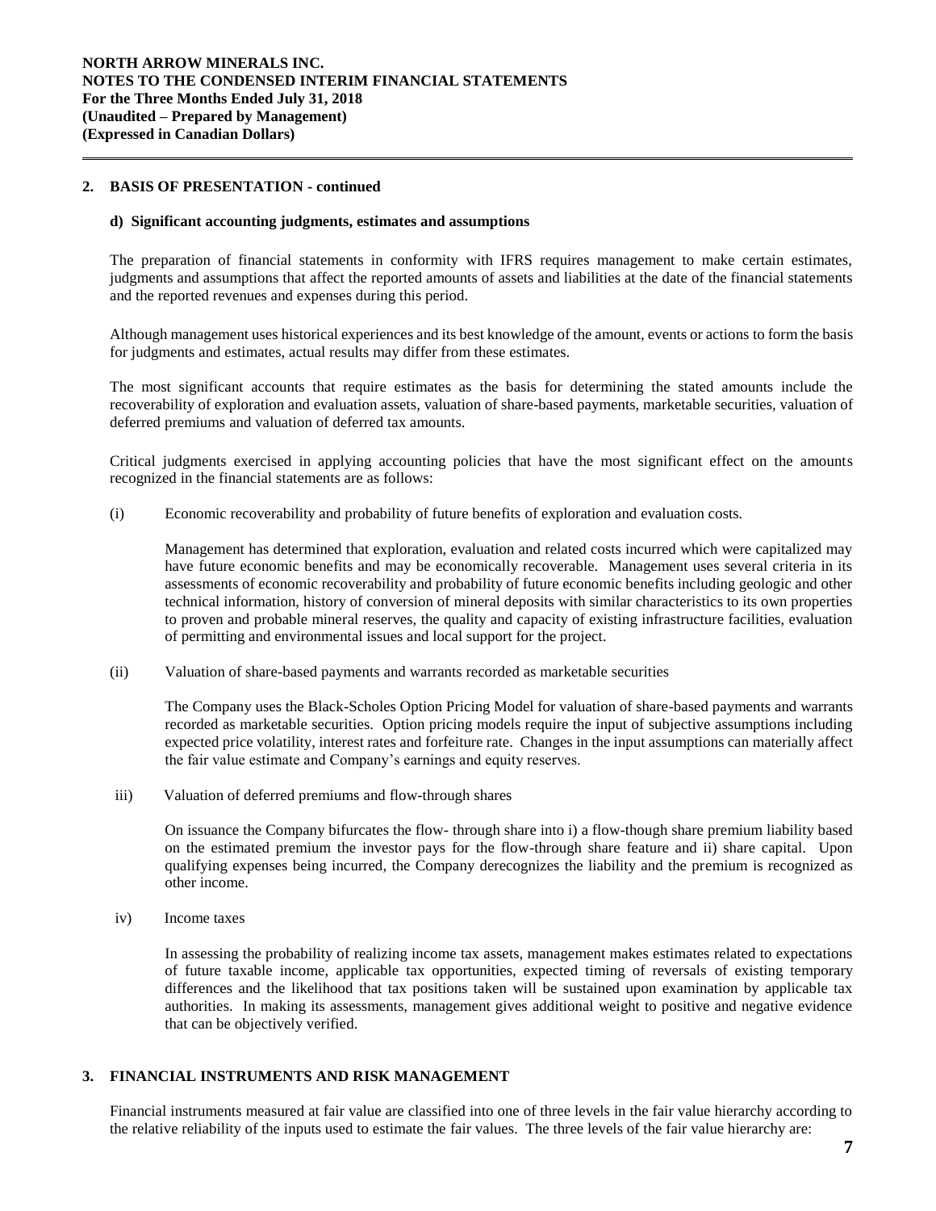## 2. BASIS OF PRESENTATION - continued

### d) Significant accounting judgments, estimates and assumptions

The preparation of financial statements in conformity with IFRS requires management to make certain estimates, judgments and assumptions that affect the reported amounts of assets and liabilities at the date of the financial statements and the reported revenues and expenses during this period.

Although management uses historical experiences and its best knowledge of the amount, events or actions to form the basis for judgments and estimates, actual results may differ from these estimates.

The most significant accounts that require estimates as the basis for determining the stated amounts include the recoverability of exploration and evaluation assets, valuation of share-based payments, marketable securities, valuation of deferred premiums and valuation of deferred tax amounts.

Critical judgments exercised in applying accounting policies that have the most significant effect on the amounts recognized in the financial statements are as follows:

(i) Economic recoverability and probability of future benefits of exploration and evaluation costs.

Management has determined that exploration, evaluation and related costs incurred which were capitalized may have future economic benefits and may be economically recoverable. Management uses several criteria in its assessments of economic recoverability and probability of future economic benefits including geologic and other technical information, history of conversion of mineral deposits with similar characteristics to its own properties to proven and probable mineral reserves, the quality and capacity of existing infrastructure facilities, evaluation of permitting and environmental issues and local support for the project.

(ii) Valuation of share-based payments and warrants recorded as marketable securities

The Company uses the Black-Scholes Option Pricing Model for valuation of share-based payments and warrants recorded as marketable securities. Option pricing models require the input of subjective assumptions including expected price volatility, interest rates and forfeiture rate. Changes in the input assumptions can materially affect the fair value estimate and Company's earnings and equity reserves.

iii) Valuation of deferred premiums and flow-through shares

On issuance the Company bifurcates the flow- through share into i) a flow-though share premium liability based on the estimated premium the investor pays for the flow-through share feature and ii) share capital. Upon qualifying expenses being incurred, the Company derecognizes the liability and the premium is recognized as other income.

iv) Income taxes

In assessing the probability of realizing income tax assets, management makes estimates related to expectations of future taxable income, applicable tax opportunities, expected timing of reversals of existing temporary differences and the likelihood that tax positions taken will be sustained upon examination by applicable tax authorities. In making its assessments, management gives additional weight to positive and negative evidence that can be objectively verified.

## 3. FINANCIAL INSTRUMENTS AND RISK MANAGEMENT

Financial instruments measured at fair value are classified into one of three levels in the fair value hierarchy according to the relative reliability of the inputs used to estimate the fair values. The three levels of the fair value hierarchy are: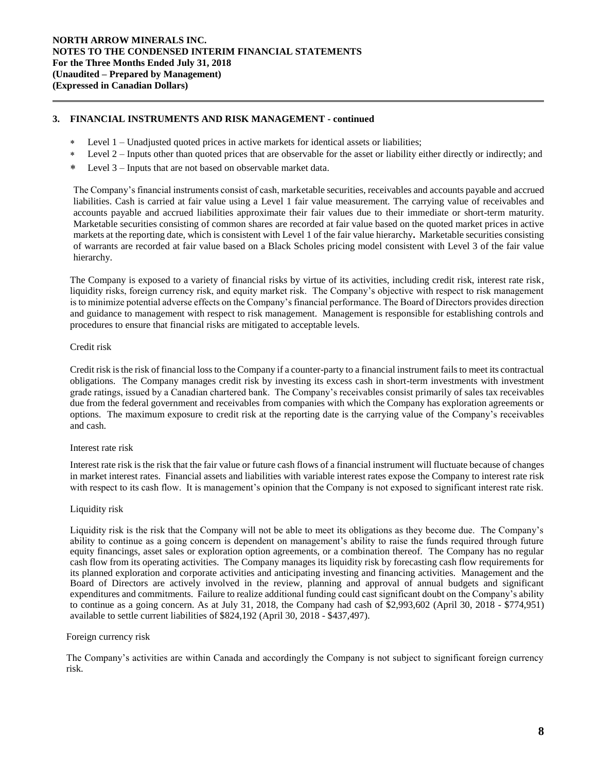## 3. FINANCIAL INSTRUMENTS AND RISK MANAGEMENT - continued

- Level 1 – Unadjusted quoted prices in active markets for identical assets or liabilities;
- Level 2 – Inputs other than quoted prices that are observable for the asset or liability either directly or indirectly; and
- Level 3 – Inputs that are not based on observable market data.

The Company's financial instruments consist of cash, marketable securities, receivables and accounts payable and accrued liabilities. Cash is carried at fair value using a Level 1 fair value measurement. The carrying value of receivables and accounts payable and accrued liabilities approximate their fair values due to their immediate or short-term maturity. Marketable securities consisting of common shares are recorded at fair value based on the quoted market prices in active markets at the reporting date, which is consistent with Level 1 of the fair value hierarchy**.** Marketable securities consisting of warrants are recorded at fair value based on a Black Scholes pricing model consistent with Level 3 of the fair value hierarchy.

The Company is exposed to a variety of financial risks by virtue of its activities, including credit risk, interest rate risk, liquidity risks, foreign currency risk, and equity market risk. The Company's objective with respect to risk management is to minimize potential adverse effects on the Company's financial performance. The Board of Directors provides direction and guidance to management with respect to risk management. Management is responsible for establishing controls and procedures to ensure that financial risks are mitigated to acceptable levels.

Credit risk

Credit risk is the risk of financial loss to the Company if a counter-party to a financial instrument fails to meet its contractual obligations. The Company manages credit risk by investing its excess cash in short-term investments with investment grade ratings, issued by a Canadian chartered bank. The Company's receivables consist primarily of sales tax receivables due from the federal government and receivables from companies with which the Company has exploration agreements or options. The maximum exposure to credit risk at the reporting date is the carrying value of the Company's receivables and cash.

Interest rate risk

Interest rate risk is the risk that the fair value or future cash flows of a financial instrument will fluctuate because of changes in market interest rates. Financial assets and liabilities with variable interest rates expose the Company to interest rate risk with respect to its cash flow. It is management's opinion that the Company is not exposed to significant interest rate risk.

Liquidity risk

Liquidity risk is the risk that the Company will not be able to meet its obligations as they become due. The Company's ability to continue as a going concern is dependent on management's ability to raise the funds required through future equity financings, asset sales or exploration option agreements, or a combination thereof. The Company has no regular cash flow from its operating activities. The Company manages its liquidity risk by forecasting cash flow requirements for its planned exploration and corporate activities and anticipating investing and financing activities. Management and the Board of Directors are actively involved in the review, planning and approval of annual budgets and significant expenditures and commitments. Failure to realize additional funding could cast significant doubt on the Company's ability to continue as a going concern. As at July 31, 2018, the Company had cash of $2,993,602 (April 30, 2018 - $774,951) available to settle current liabilities of $824,192 (April 30, 2018 - $437,497).

Foreign currency risk

The Company's activities are within Canada and accordingly the Company is not subject to significant foreign currency risk.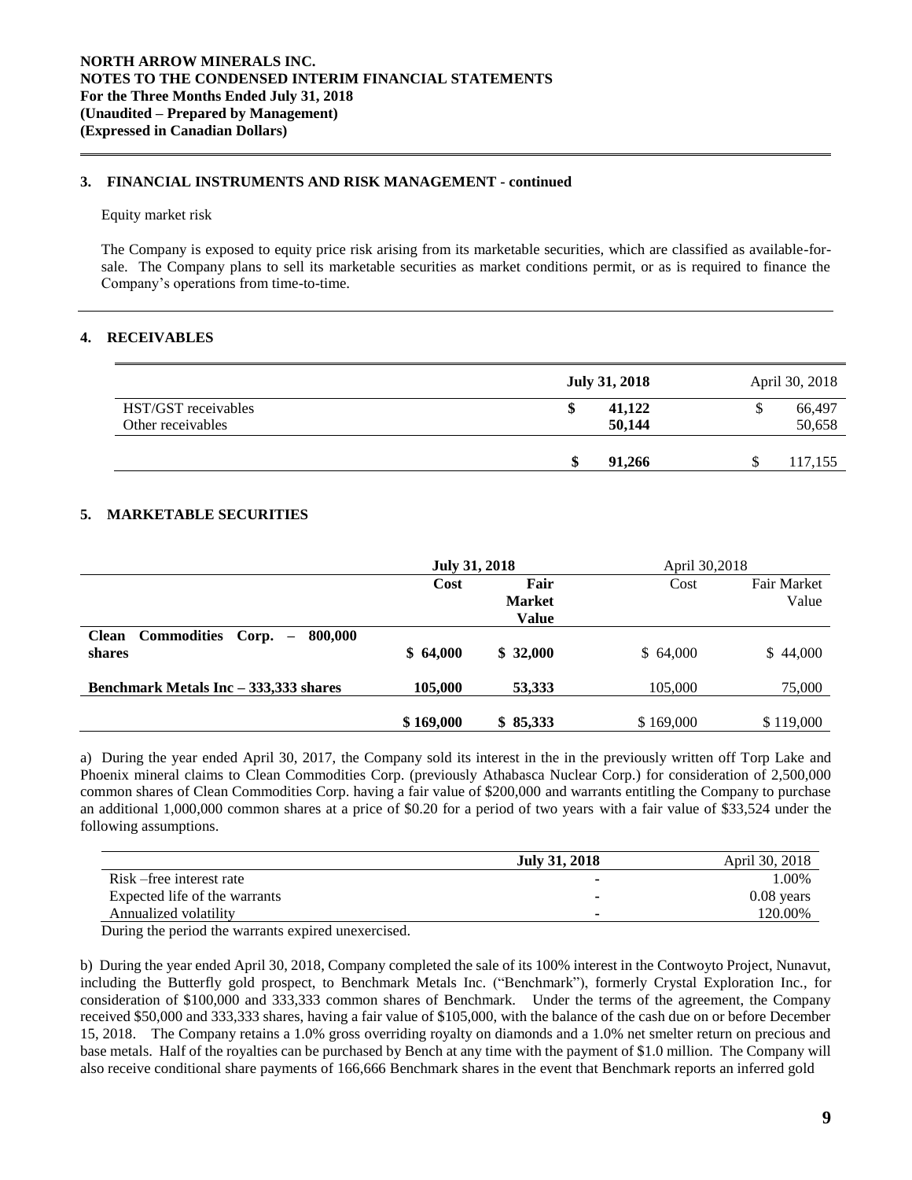## 3. FINANCIAL INSTRUMENTS AND RISK MANAGEMENT - continued

Equity market risk

The Company is exposed to equity price risk arising from its marketable securities, which are classified as available-for-sale. The Company plans to sell its marketable securities as market conditions permit, or as is required to finance the Company's operations from time-to-time.

## 4. RECEIVABLES

| | **July 31, 2018** | April 30, 2018 |
|---|---|---|
| HST/GST receivables | **$ 41,122** | $ 66,497 |
| Other receivables | **50,144** | 50,658 |
| | **$ 91,266** | $ 117,155 |

## 5. MARKETABLE SECURITIES

| | **July 31, 2018** | | April 30,2018 | |
|---|---|---|---|---|
| | **Cost** | **Fair Market Value** | Cost | Fair Market Value |
| **Clean Commodities Corp. – 800,000 shares** | **$ 64,000** | **$ 32,000** | $ 64,000 | $ 44,000 |
| **Benchmark Metals Inc – 333,333 shares** | **105,000** | **53,333** | 105,000 | 75,000 |
| | **$ 169,000** | **$ 85,333** | $ 169,000 | $ 119,000 |

a) During the year ended April 30, 2017, the Company sold its interest in the in the previously written off Torp Lake and Phoenix mineral claims to Clean Commodities Corp. (previously Athabasca Nuclear Corp.) for consideration of 2,500,000 common shares of Clean Commodities Corp. having a fair value of $200,000 and warrants entitling the Company to purchase an additional 1,000,000 common shares at a price of $0.20 for a period of two years with a fair value of $33,524 under the following assumptions.

| | **July 31, 2018** | April 30, 2018 |
|---|---|---|
| Risk –free interest rate | - | 1.00% |
| Expected life of the warrants | - | 0.08 years |
| Annualized volatility | - | 120.00% |

During the period the warrants expired unexercised.

b) During the year ended April 30, 2018, Company completed the sale of its 100% interest in the Contwoyto Project, Nunavut, including the Butterfly gold prospect, to Benchmark Metals Inc. ("Benchmark"), formerly Crystal Exploration Inc., for consideration of $100,000 and 333,333 common shares of Benchmark. Under the terms of the agreement, the Company received $50,000 and 333,333 shares, having a fair value of $105,000, with the balance of the cash due on or before December 15, 2018. The Company retains a 1.0% gross overriding royalty on diamonds and a 1.0% net smelter return on precious and base metals. Half of the royalties can be purchased by Bench at any time with the payment of $1.0 million. The Company will also receive conditional share payments of 166,666 Benchmark shares in the event that Benchmark reports an inferred gold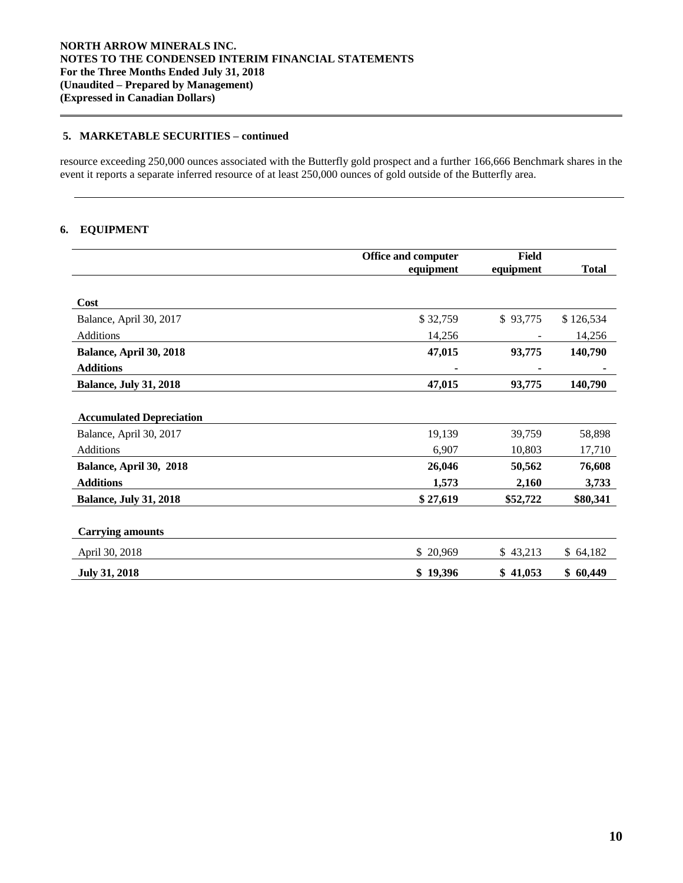## 5. MARKETABLE SECURITIES – continued

resource exceeding 250,000 ounces associated with the Butterfly gold prospect and a further 166,666 Benchmark shares in the event it reports a separate inferred resource of at least 250,000 ounces of gold outside of the Butterfly area.

## 6. EQUIPMENT

| | Office and computer equipment | Field equipment | Total |
|---|---|---|---|
| **Cost** | | | |
| Balance, April 30, 2017 | $ 32,759 | $ 93,775 | $ 126,534 |
| Additions | 14,256 | - | 14,256 |
| **Balance, April 30, 2018** | **47,015** | **93,775** | **140,790** |
| **Additions** | **-** | **-** | **-** |
| **Balance, July 31, 2018** | **47,015** | **93,775** | **140,790** |
| **Accumulated Depreciation** | | | |
| Balance, April 30, 2017 | 19,139 | 39,759 | 58,898 |
| Additions | 6,907 | 10,803 | 17,710 |
| **Balance, April 30, 2018** | **26,046** | **50,562** | **76,608** |
| **Additions** | **1,573** | **2,160** | **3,733** |
| **Balance, July 31, 2018** | **$ 27,619** | **$52,722** | **$80,341** |
| **Carrying amounts** | | | |
| April 30, 2018 | $ 20,969 | $ 43,213 | $ 64,182 |
| **July 31, 2018** | **$ 19,396** | **$ 41,053** | **$ 60,449** |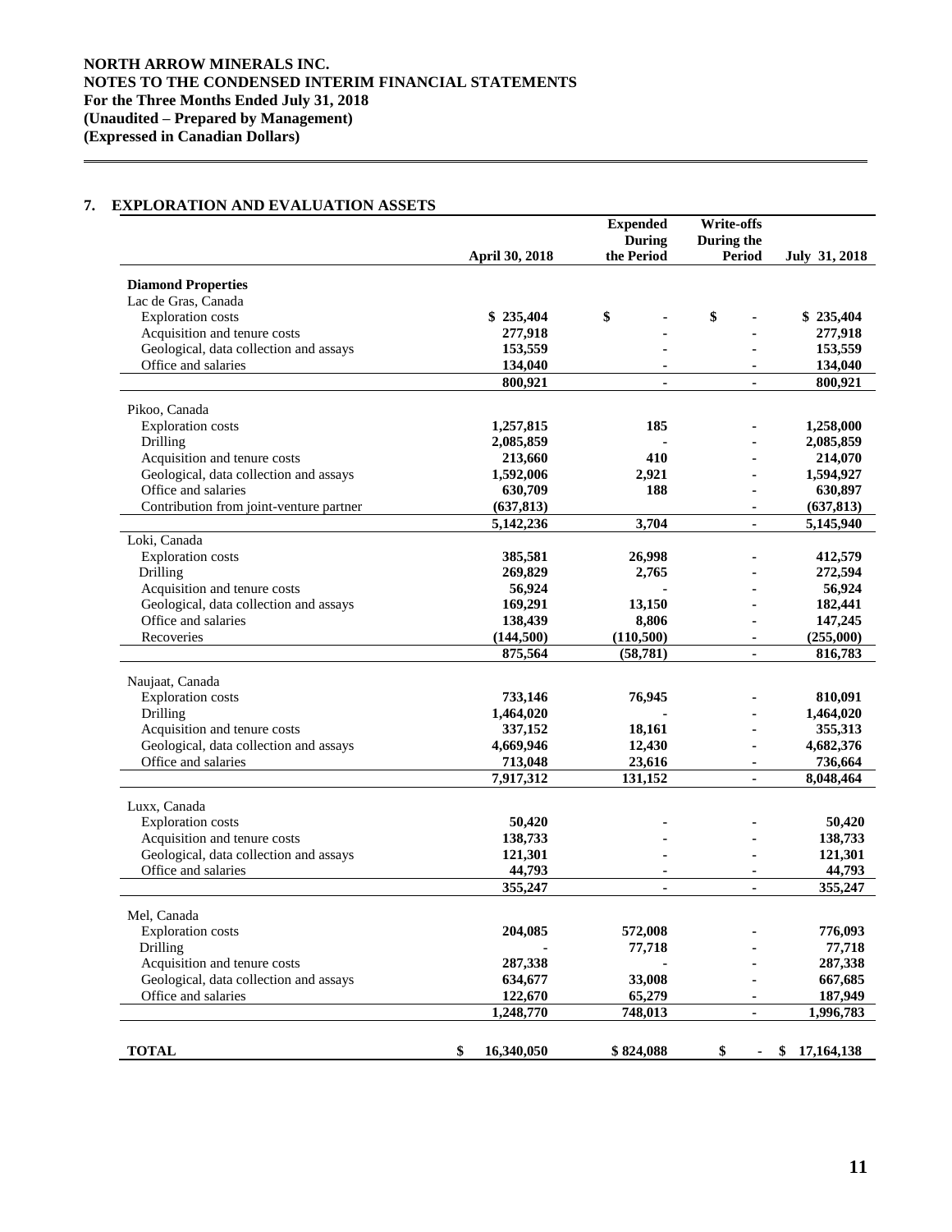**NORTH ARROW MINERALS INC.**
**NOTES TO THE CONDENSED INTERIM FINANCIAL STATEMENTS**
**For the Three Months Ended July 31, 2018**
**(Unaudited – Prepared by Management)**
**(Expressed in Canadian Dollars)**

## 7. EXPLORATION AND EVALUATION ASSETS

| | April 30, 2018 | Expended During the Period | Write-offs During the Period | July 31, 2018 |
|---|---|---|---|---|
| **Diamond Properties** | | | | |
| Lac de Gras, Canada | | | | |
| Exploration costs | $ 235,404 | $ - | $ - | $ 235,404 |
| Acquisition and tenure costs | 277,918 | - | - | 277,918 |
| Geological, data collection and assays | 153,559 | - | - | 153,559 |
| Office and salaries | 134,040 | - | - | 134,040 |
| | 800,921 | - | - | 800,921 |
| Pikoo, Canada | | | | |
| Exploration costs | 1,257,815 | 185 | - | 1,258,000 |
| Drilling | 2,085,859 | - | - | 2,085,859 |
| Acquisition and tenure costs | 213,660 | 410 | - | 214,070 |
| Geological, data collection and assays | 1,592,006 | 2,921 | - | 1,594,927 |
| Office and salaries | 630,709 | 188 | - | 630,897 |
| Contribution from joint-venture partner | (637,813) | | - | (637,813) |
| | 5,142,236 | 3,704 | - | 5,145,940 |
| Loki, Canada | | | | |
| Exploration costs | 385,581 | 26,998 | - | 412,579 |
| Drilling | 269,829 | 2,765 | - | 272,594 |
| Acquisition and tenure costs | 56,924 | - | - | 56,924 |
| Geological, data collection and assays | 169,291 | 13,150 | - | 182,441 |
| Office and salaries | 138,439 | 8,806 | - | 147,245 |
| Recoveries | (144,500) | (110,500) | - | (255,000) |
| | 875,564 | (58,781) | - | 816,783 |
| Naujaat, Canada | | | | |
| Exploration costs | 733,146 | 76,945 | - | 810,091 |
| Drilling | 1,464,020 | - | - | 1,464,020 |
| Acquisition and tenure costs | 337,152 | 18,161 | - | 355,313 |
| Geological, data collection and assays | 4,669,946 | 12,430 | - | 4,682,376 |
| Office and salaries | 713,048 | 23,616 | - | 736,664 |
| | 7,917,312 | 131,152 | - | 8,048,464 |
| Luxx, Canada | | | | |
| Exploration costs | 50,420 | - | - | 50,420 |
| Acquisition and tenure costs | 138,733 | - | - | 138,733 |
| Geological, data collection and assays | 121,301 | - | - | 121,301 |
| Office and salaries | 44,793 | - | - | 44,793 |
| | 355,247 | - | - | 355,247 |
| Mel, Canada | | | | |
| Exploration costs | 204,085 | 572,008 | - | 776,093 |
| Drilling | - | 77,718 | - | 77,718 |
| Acquisition and tenure costs | 287,338 | - | - | 287,338 |
| Geological, data collection and assays | 634,677 | 33,008 | - | 667,685 |
| Office and salaries | 122,670 | 65,279 | - | 187,949 |
| | 1,248,770 | 748,013 | - | 1,996,783 |
| **TOTAL** | $ 16,340,050 | $ 824,088 | $ - | $ 17,164,138 |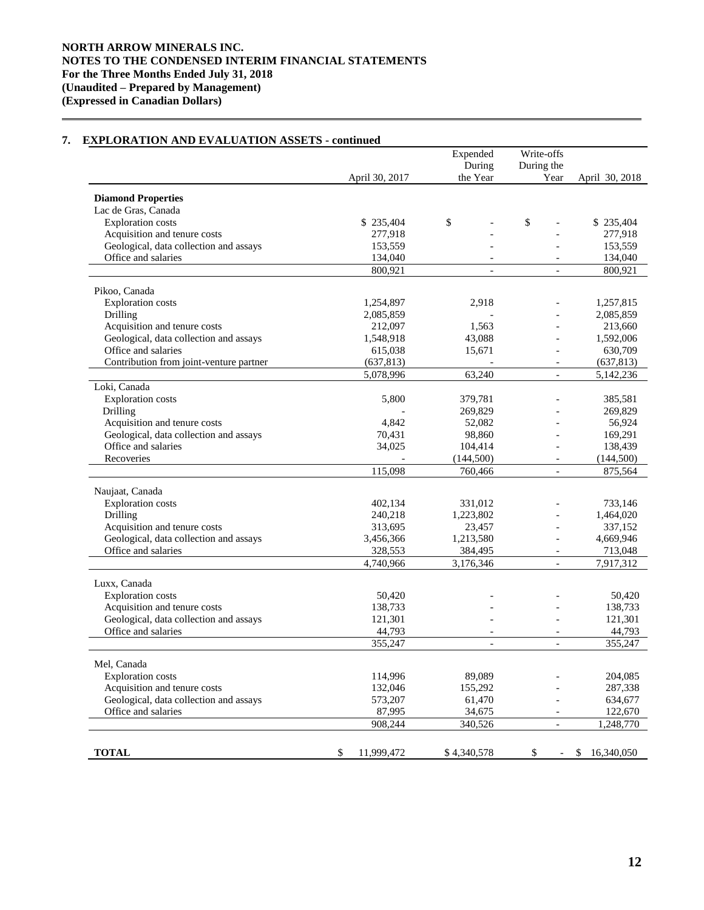## 7. EXPLORATION AND EVALUATION ASSETS - continued

| | April 30, 2017 | Expended During the Year | Write-offs During the Year | April 30, 2018 |
|---|---|---|---|---|
| **Diamond Properties** | | | | |
| Lac de Gras, Canada | | | | |
| Exploration costs | $ 235,404 | $ - | $ - | $ 235,404 |
| Acquisition and tenure costs | 277,918 | - | - | 277,918 |
| Geological, data collection and assays | 153,559 | - | - | 153,559 |
| Office and salaries | 134,040 | - | - | 134,040 |
| | 800,921 | - | - | 800,921 |
| Pikoo, Canada | | | | |
| Exploration costs | 1,254,897 | 2,918 | - | 1,257,815 |
| Drilling | 2,085,859 | - | - | 2,085,859 |
| Acquisition and tenure costs | 212,097 | 1,563 | - | 213,660 |
| Geological, data collection and assays | 1,548,918 | 43,088 | - | 1,592,006 |
| Office and salaries | 615,038 | 15,671 | - | 630,709 |
| Contribution from joint-venture partner | (637,813) | - | - | (637,813) |
| | 5,078,996 | 63,240 | - | 5,142,236 |
| Loki, Canada | | | | |
| Exploration costs | 5,800 | 379,781 | - | 385,581 |
| Drilling | - | 269,829 | - | 269,829 |
| Acquisition and tenure costs | 4,842 | 52,082 | - | 56,924 |
| Geological, data collection and assays | 70,431 | 98,860 | - | 169,291 |
| Office and salaries | 34,025 | 104,414 | - | 138,439 |
| Recoveries | - | (144,500) | - | (144,500) |
| | 115,098 | 760,466 | - | 875,564 |
| Naujaat, Canada | | | | |
| Exploration costs | 402,134 | 331,012 | - | 733,146 |
| Drilling | 240,218 | 1,223,802 | - | 1,464,020 |
| Acquisition and tenure costs | 313,695 | 23,457 | - | 337,152 |
| Geological, data collection and assays | 3,456,366 | 1,213,580 | - | 4,669,946 |
| Office and salaries | 328,553 | 384,495 | - | 713,048 |
| | 4,740,966 | 3,176,346 | - | 7,917,312 |
| Luxx, Canada | | | | |
| Exploration costs | 50,420 | - | - | 50,420 |
| Acquisition and tenure costs | 138,733 | - | - | 138,733 |
| Geological, data collection and assays | 121,301 | - | - | 121,301 |
| Office and salaries | 44,793 | - | - | 44,793 |
| | 355,247 | - | - | 355,247 |
| Mel, Canada | | | | |
| Exploration costs | 114,996 | 89,089 | - | 204,085 |
| Acquisition and tenure costs | 132,046 | 155,292 | - | 287,338 |
| Geological, data collection and assays | 573,207 | 61,470 | - | 634,677 |
| Office and salaries | 87,995 | 34,675 | - | 122,670 |
| | 908,244 | 340,526 | - | 1,248,770 |
| **TOTAL** | $ 11,999,472 | $ 4,340,578 | $ - | $ 16,340,050 |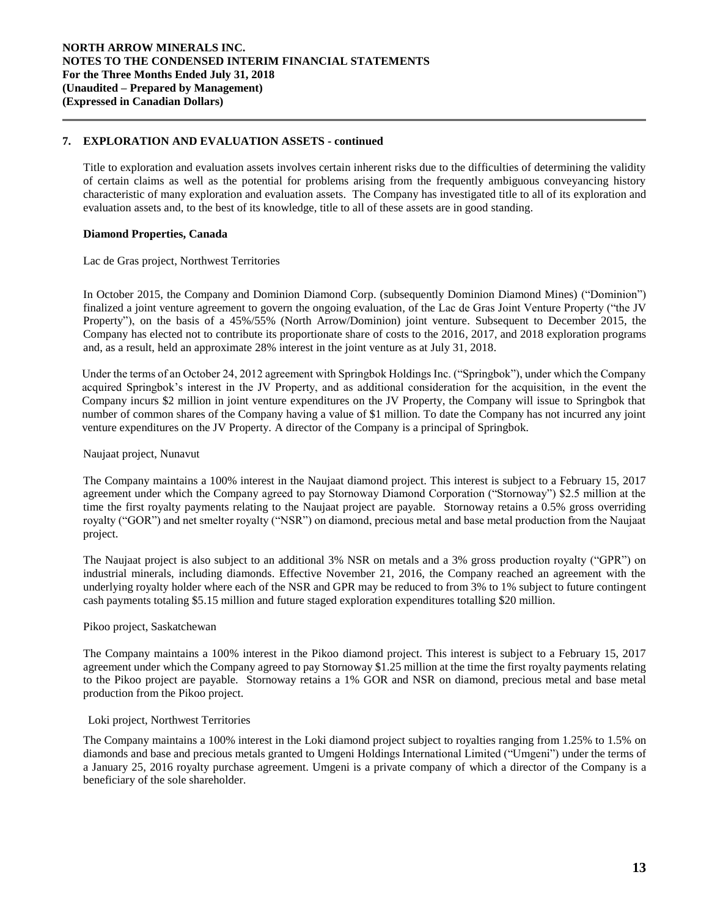## 7. EXPLORATION AND EVALUATION ASSETS - continued

Title to exploration and evaluation assets involves certain inherent risks due to the difficulties of determining the validity of certain claims as well as the potential for problems arising from the frequently ambiguous conveyancing history characteristic of many exploration and evaluation assets. The Company has investigated title to all of its exploration and evaluation assets and, to the best of its knowledge, title to all of these assets are in good standing.

### Diamond Properties, Canada

Lac de Gras project, Northwest Territories

In October 2015, the Company and Dominion Diamond Corp. (subsequently Dominion Diamond Mines) ("Dominion") finalized a joint venture agreement to govern the ongoing evaluation, of the Lac de Gras Joint Venture Property ("the JV Property"), on the basis of a 45%/55% (North Arrow/Dominion) joint venture. Subsequent to December 2015, the Company has elected not to contribute its proportionate share of costs to the 2016, 2017, and 2018 exploration programs and, as a result, held an approximate 28% interest in the joint venture as at July 31, 2018.

Under the terms of an October 24, 2012 agreement with Springbok Holdings Inc. ("Springbok"), under which the Company acquired Springbok's interest in the JV Property, and as additional consideration for the acquisition, in the event the Company incurs $2 million in joint venture expenditures on the JV Property, the Company will issue to Springbok that number of common shares of the Company having a value of $1 million. To date the Company has not incurred any joint venture expenditures on the JV Property. A director of the Company is a principal of Springbok.

Naujaat project, Nunavut

The Company maintains a 100% interest in the Naujaat diamond project. This interest is subject to a February 15, 2017 agreement under which the Company agreed to pay Stornoway Diamond Corporation ("Stornoway") $2.5 million at the time the first royalty payments relating to the Naujaat project are payable. Stornoway retains a 0.5% gross overriding royalty ("GOR") and net smelter royalty ("NSR") on diamond, precious metal and base metal production from the Naujaat project.

The Naujaat project is also subject to an additional 3% NSR on metals and a 3% gross production royalty ("GPR") on industrial minerals, including diamonds. Effective November 21, 2016, the Company reached an agreement with the underlying royalty holder where each of the NSR and GPR may be reduced to from 3% to 1% subject to future contingent cash payments totaling $5.15 million and future staged exploration expenditures totalling $20 million.

Pikoo project, Saskatchewan

The Company maintains a 100% interest in the Pikoo diamond project. This interest is subject to a February 15, 2017 agreement under which the Company agreed to pay Stornoway $1.25 million at the time the first royalty payments relating to the Pikoo project are payable. Stornoway retains a 1% GOR and NSR on diamond, precious metal and base metal production from the Pikoo project.

Loki project, Northwest Territories

The Company maintains a 100% interest in the Loki diamond project subject to royalties ranging from 1.25% to 1.5% on diamonds and base and precious metals granted to Umgeni Holdings International Limited ("Umgeni") under the terms of a January 25, 2016 royalty purchase agreement. Umgeni is a private company of which a director of the Company is a beneficiary of the sole shareholder.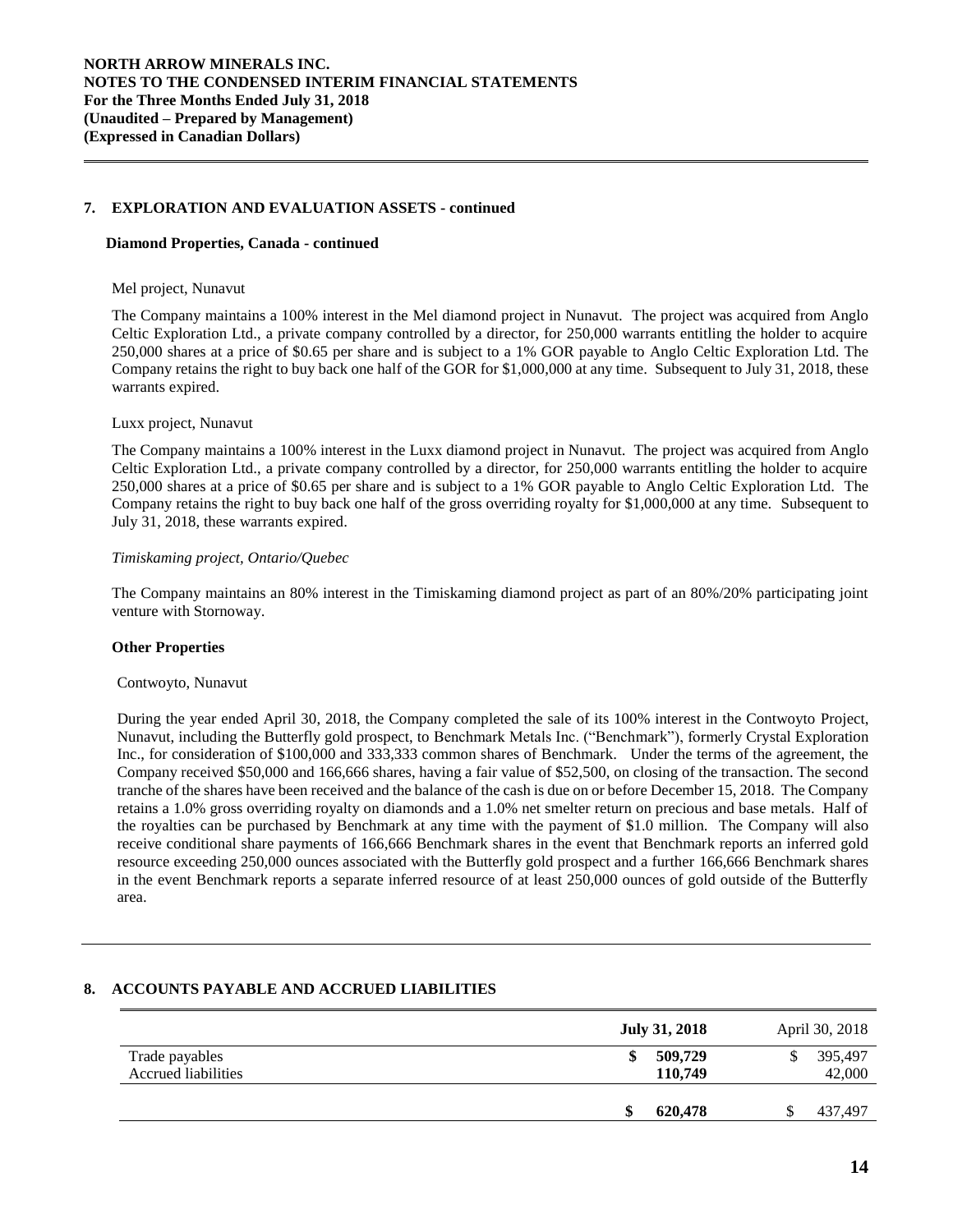## 7. EXPLORATION AND EVALUATION ASSETS - continued

### Diamond Properties, Canada - continued

Mel project, Nunavut

The Company maintains a 100% interest in the Mel diamond project in Nunavut. The project was acquired from Anglo Celtic Exploration Ltd., a private company controlled by a director, for 250,000 warrants entitling the holder to acquire 250,000 shares at a price of $0.65 per share and is subject to a 1% GOR payable to Anglo Celtic Exploration Ltd. The Company retains the right to buy back one half of the GOR for $1,000,000 at any time. Subsequent to July 31, 2018, these warrants expired.

Luxx project, Nunavut

The Company maintains a 100% interest in the Luxx diamond project in Nunavut. The project was acquired from Anglo Celtic Exploration Ltd., a private company controlled by a director, for 250,000 warrants entitling the holder to acquire 250,000 shares at a price of $0.65 per share and is subject to a 1% GOR payable to Anglo Celtic Exploration Ltd. The Company retains the right to buy back one half of the gross overriding royalty for $1,000,000 at any time. Subsequent to July 31, 2018, these warrants expired.

*Timiskaming project, Ontario/Quebec*

The Company maintains an 80% interest in the Timiskaming diamond project as part of an 80%/20% participating joint venture with Stornoway.

### Other Properties

Contwoyto, Nunavut

During the year ended April 30, 2018, the Company completed the sale of its 100% interest in the Contwoyto Project, Nunavut, including the Butterfly gold prospect, to Benchmark Metals Inc. ("Benchmark"), formerly Crystal Exploration Inc., for consideration of $100,000 and 333,333 common shares of Benchmark. Under the terms of the agreement, the Company received $50,000 and 166,666 shares, having a fair value of $52,500, on closing of the transaction. The second tranche of the shares have been received and the balance of the cash is due on or before December 15, 2018. The Company retains a 1.0% gross overriding royalty on diamonds and a 1.0% net smelter return on precious and base metals. Half of the royalties can be purchased by Benchmark at any time with the payment of $1.0 million. The Company will also receive conditional share payments of 166,666 Benchmark shares in the event that Benchmark reports an inferred gold resource exceeding 250,000 ounces associated with the Butterfly gold prospect and a further 166,666 Benchmark shares in the event Benchmark reports a separate inferred resource of at least 250,000 ounces of gold outside of the Butterfly area.

## 8. ACCOUNTS PAYABLE AND ACCRUED LIABILITIES

| | **July 31, 2018** | April 30, 2018 |
|---|---|---|
| Trade payables | **$ 509,729** | $ 395,497 |
| Accrued liabilities | **110,749** | 42,000 |
| | **$ 620,478** | $ 437,497 |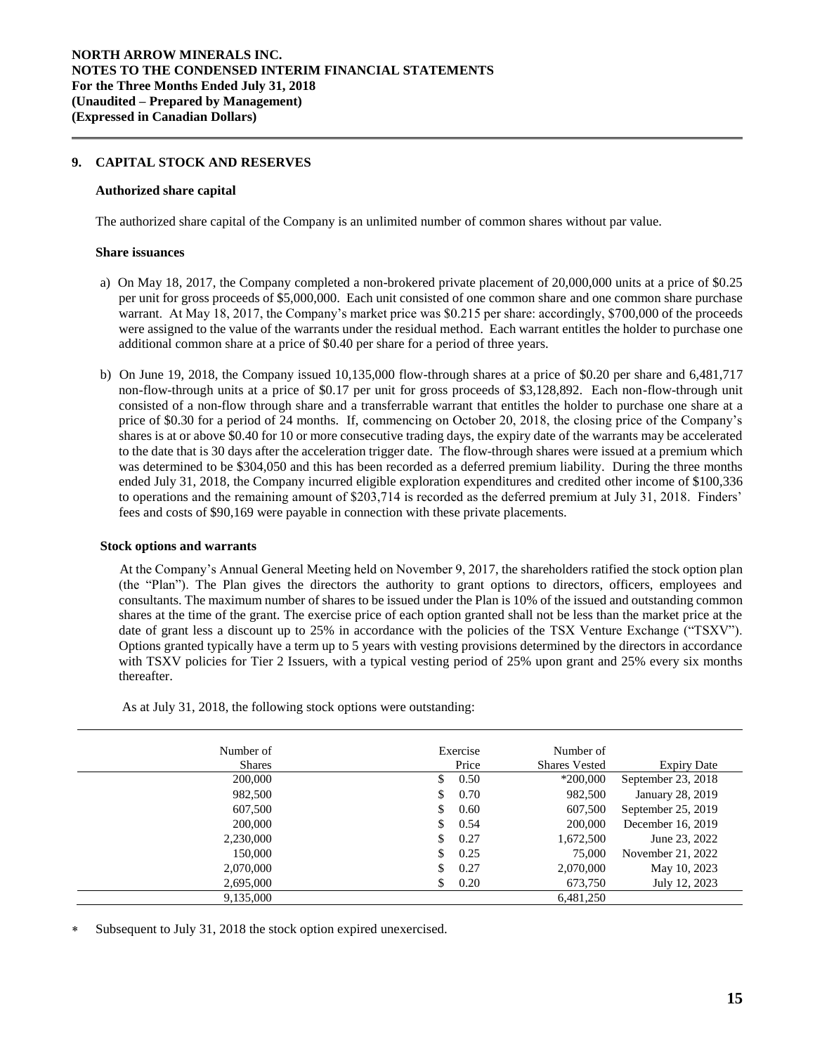## 9. CAPITAL STOCK AND RESERVES

### Authorized share capital

The authorized share capital of the Company is an unlimited number of common shares without par value.

### Share issuances

a) On May 18, 2017, the Company completed a non-brokered private placement of 20,000,000 units at a price of $0.25 per unit for gross proceeds of $5,000,000. Each unit consisted of one common share and one common share purchase warrant. At May 18, 2017, the Company's market price was $0.215 per share: accordingly, $700,000 of the proceeds were assigned to the value of the warrants under the residual method. Each warrant entitles the holder to purchase one additional common share at a price of $0.40 per share for a period of three years.

b) On June 19, 2018, the Company issued 10,135,000 flow-through shares at a price of $0.20 per share and 6,481,717 non-flow-through units at a price of $0.17 per unit for gross proceeds of $3,128,892. Each non-flow-through unit consisted of a non-flow through share and a transferrable warrant that entitles the holder to purchase one share at a price of $0.30 for a period of 24 months. If, commencing on October 20, 2018, the closing price of the Company's shares is at or above $0.40 for 10 or more consecutive trading days, the expiry date of the warrants may be accelerated to the date that is 30 days after the acceleration trigger date. The flow-through shares were issued at a premium which was determined to be $304,050 and this has been recorded as a deferred premium liability. During the three months ended July 31, 2018, the Company incurred eligible exploration expenditures and credited other income of $100,336 to operations and the remaining amount of $203,714 is recorded as the deferred premium at July 31, 2018. Finders' fees and costs of $90,169 were payable in connection with these private placements.

### Stock options and warrants

At the Company's Annual General Meeting held on November 9, 2017, the shareholders ratified the stock option plan (the "Plan"). The Plan gives the directors the authority to grant options to directors, officers, employees and consultants. The maximum number of shares to be issued under the Plan is 10% of the issued and outstanding common shares at the time of the grant. The exercise price of each option granted shall not be less than the market price at the date of grant less a discount up to 25% in accordance with the policies of the TSX Venture Exchange ("TSXV"). Options granted typically have a term up to 5 years with vesting provisions determined by the directors in accordance with TSXV policies for Tier 2 Issuers, with a typical vesting period of 25% upon grant and 25% every six months thereafter.

As at July 31, 2018, the following stock options were outstanding:

| Number of Shares | Exercise Price | Number of Shares Vested | Expiry Date |
|---|---|---|---|
| 200,000 | $ 0.50 | *200,000 | September 23, 2018 |
| 982,500 | $ 0.70 | 982,500 | January 28, 2019 |
| 607,500 | $ 0.60 | 607,500 | September 25, 2019 |
| 200,000 | $ 0.54 | 200,000 | December 16, 2019 |
| 2,230,000 | $ 0.27 | 1,672,500 | June 23, 2022 |
| 150,000 | $ 0.25 | 75,000 | November 21, 2022 |
| 2,070,000 | $ 0.27 | 2,070,000 | May 10, 2023 |
| 2,695,000 | $ 0.20 | 673,750 | July 12, 2023 |
| 9,135,000 | | 6,481,250 | |

* Subsequent to July 31, 2018 the stock option expired unexercised.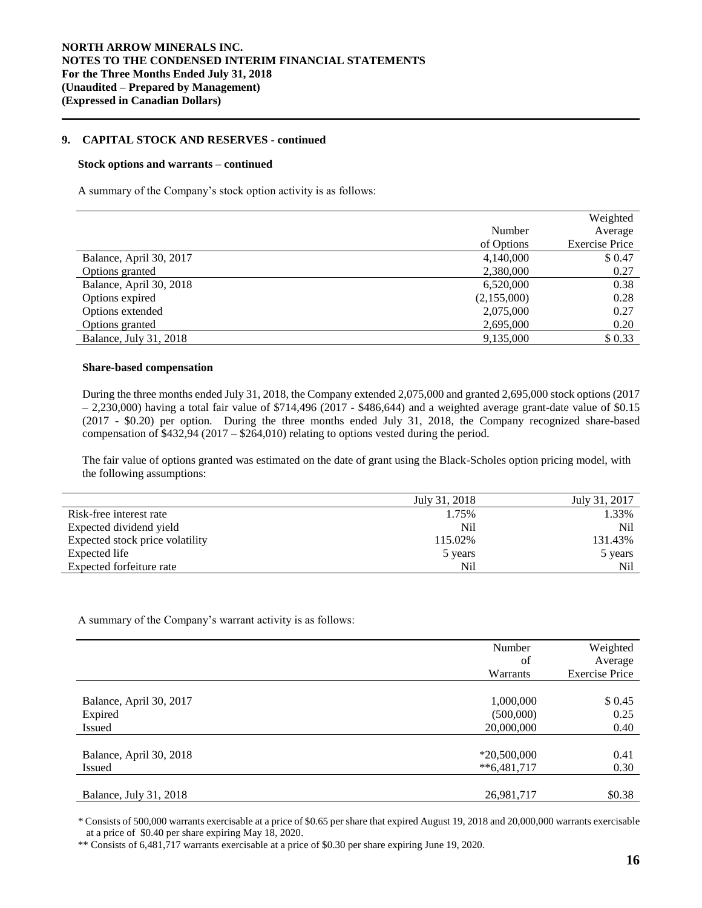## 9. CAPITAL STOCK AND RESERVES - continued

### Stock options and warrants – continued

A summary of the Company's stock option activity is as follows:

| | Number of Options | Weighted Average Exercise Price |
|---|---|---|
| Balance, April 30, 2017 | 4,140,000 | $ 0.47 |
| Options granted | 2,380,000 | 0.27 |
| Balance, April 30, 2018 | 6,520,000 | 0.38 |
| Options expired | (2,155,000) | 0.28 |
| Options extended | 2,075,000 | 0.27 |
| Options granted | 2,695,000 | 0.20 |
| Balance, July 31, 2018 | 9,135,000 | $ 0.33 |

### Share-based compensation

During the three months ended July 31, 2018, the Company extended 2,075,000 and granted 2,695,000 stock options (2017 – 2,230,000) having a total fair value of $714,496 (2017 - $486,644) and a weighted average grant-date value of $0.15 (2017 - $0.20) per option. During the three months ended July 31, 2018, the Company recognized share-based compensation of $432,94 (2017 – $264,010) relating to options vested during the period.

The fair value of options granted was estimated on the date of grant using the Black-Scholes option pricing model, with the following assumptions:

| | July 31, 2018 | July 31, 2017 |
|---|---|---|
| Risk-free interest rate | 1.75% | 1.33% |
| Expected dividend yield | Nil | Nil |
| Expected stock price volatility | 115.02% | 131.43% |
| Expected life | 5 years | 5 years |
| Expected forfeiture rate | Nil | Nil |

A summary of the Company's warrant activity is as follows:

| | Number of Warrants | Weighted Average Exercise Price |
|---|---|---|
| Balance, April 30, 2017 | 1,000,000 | $ 0.45 |
| Expired | (500,000) | 0.25 |
| Issued | 20,000,000 | 0.40 |
| Balance, April 30, 2018 | *20,500,000 | 0.41 |
| Issued | **6,481,717 | 0.30 |
| Balance, July 31, 2018 | 26,981,717 | $0.38 |

\* Consists of 500,000 warrants exercisable at a price of $0.65 per share that expired August 19, 2018 and 20,000,000 warrants exercisable at a price of $0.40 per share expiring May 18, 2020.

\*\* Consists of 6,481,717 warrants exercisable at a price of $0.30 per share expiring June 19, 2020.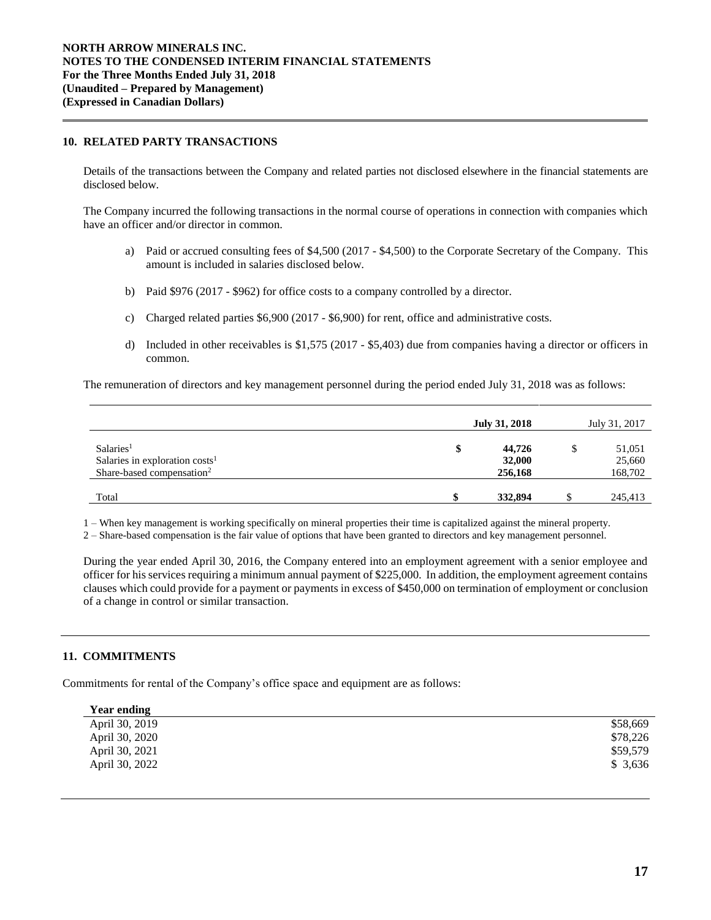## 10. RELATED PARTY TRANSACTIONS

Details of the transactions between the Company and related parties not disclosed elsewhere in the financial statements are disclosed below.

The Company incurred the following transactions in the normal course of operations in connection with companies which have an officer and/or director in common.

a) Paid or accrued consulting fees of $4,500 (2017 - $4,500) to the Corporate Secretary of the Company. This amount is included in salaries disclosed below.

b) Paid $976 (2017 - $962) for office costs to a company controlled by a director.

c) Charged related parties $6,900 (2017 - $6,900) for rent, office and administrative costs.

d) Included in other receivables is $1,575 (2017 - $5,403) due from companies having a director or officers in common.

The remuneration of directors and key management personnel during the period ended July 31, 2018 was as follows:

| | **July 31, 2018** | July 31, 2017 |
|---|---|---|
| Salaries[1] | **$ 44,726** | $ 51,051 |
| Salaries in exploration costs[1] | **32,000** | 25,660 |
| Share-based compensation[2] | **256,168** | 168,702 |
| Total | **$ 332,894** | $ 245,413 |

1 – When key management is working specifically on mineral properties their time is capitalized against the mineral property.

2 – Share-based compensation is the fair value of options that have been granted to directors and key management personnel.

During the year ended April 30, 2016, the Company entered into an employment agreement with a senior employee and officer for his services requiring a minimum annual payment of $225,000. In addition, the employment agreement contains clauses which could provide for a payment or payments in excess of $450,000 on termination of employment or conclusion of a change in control or similar transaction.

## 11. COMMITMENTS

Commitments for rental of the Company's office space and equipment are as follows:

| **Year ending** | |
|---|---|
| April 30, 2019 | $58,669 |
| April 30, 2020 | $78,226 |
| April 30, 2021 | $59,579 |
| April 30, 2022 | $ 3,636 |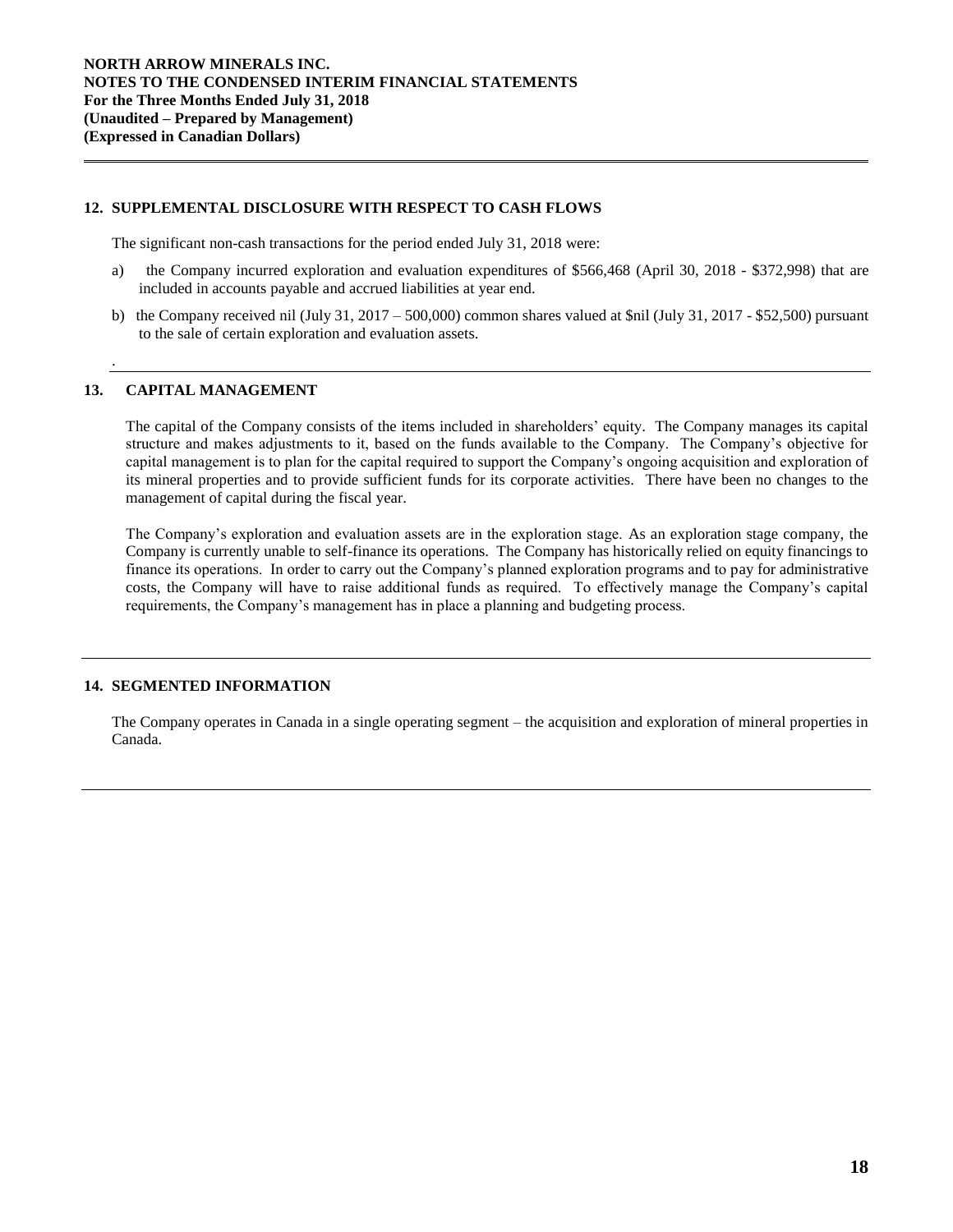## 12. SUPPLEMENTAL DISCLOSURE WITH RESPECT TO CASH FLOWS

The significant non-cash transactions for the period ended July 31, 2018 were:

a) the Company incurred exploration and evaluation expenditures of $566,468 (April 30, 2018 - $372,998) that are included in accounts payable and accrued liabilities at year end.

b) the Company received nil (July 31, 2017 – 500,000) common shares valued at $nil (July 31, 2017 - $52,500) pursuant to the sale of certain exploration and evaluation assets.

.

## 13. CAPITAL MANAGEMENT

The capital of the Company consists of the items included in shareholders' equity. The Company manages its capital structure and makes adjustments to it, based on the funds available to the Company. The Company's objective for capital management is to plan for the capital required to support the Company's ongoing acquisition and exploration of its mineral properties and to provide sufficient funds for its corporate activities. There have been no changes to the management of capital during the fiscal year.

The Company's exploration and evaluation assets are in the exploration stage. As an exploration stage company, the Company is currently unable to self-finance its operations. The Company has historically relied on equity financings to finance its operations. In order to carry out the Company's planned exploration programs and to pay for administrative costs, the Company will have to raise additional funds as required. To effectively manage the Company's capital requirements, the Company's management has in place a planning and budgeting process.

## 14. SEGMENTED INFORMATION

The Company operates in Canada in a single operating segment – the acquisition and exploration of mineral properties in Canada.